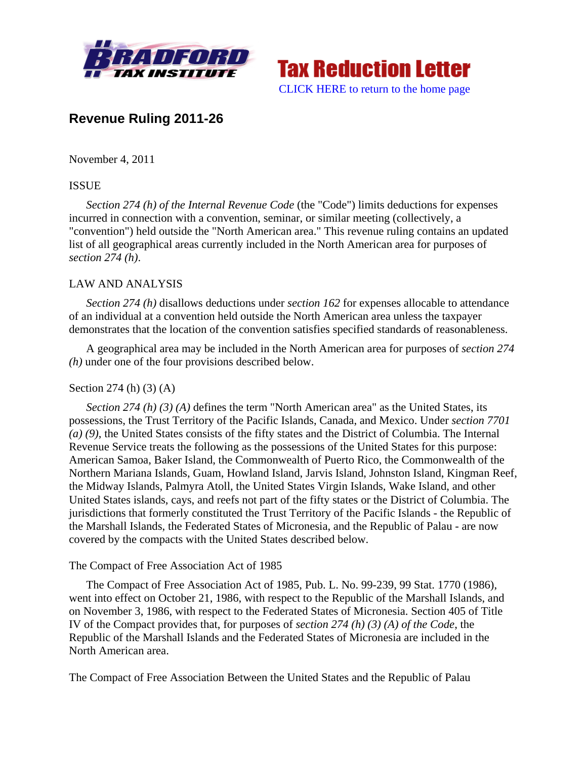Tax Reduction Letter

CLICK HERE to return to the home page

## Revenue Ruling 2011-26

November 4, 2011

ISSUE

*Section 274 (h) of the Internal Revenue Code* (the "Code") limits deductions for expenses incurred in connection with a convention, seminar, or similar meeting (collectively, a "convention") held outside the "North American area." This revenue ruling contains an updated list of all geographical areas currently included in the North American area for purposes of *section 274 (h)*.

LAW AND ANALYSIS

*Section 274 (h)* disallows deductions under *section 162* for expenses allocable to attendance of an individual at a convention held outside the North American area unless the taxpayer demonstrates that the location of the convention satisfies specified standards of reasonableness.

A geographical area may be included in the North American area for purposes of *section 274 (h)* under one of the four provisions described below.

Section 274 (h) (3) (A)

*Section 274 (h) (3) (A)* defines the term "North American area" as the United States, its possessions, the Trust Territory of the Pacific Islands, Canada, and Mexico. Under *section 7701 (a) (9)*, the United States consists of the fifty states and the District of Columbia. The Internal Revenue Service treats the following as the possessions of the United States for this purpose: American Samoa, Baker Island, the Commonwealth of Puerto Rico, the Commonwealth of the Northern Mariana Islands, Guam, Howland Island, Jarvis Island, Johnston Island, Kingman Reef, the Midway Islands, Palmyra Atoll, the United States Virgin Islands, Wake Island, and other United States islands, cays, and reefs not part of the fifty states or the District of Columbia. The jurisdictions that formerly constituted the Trust Territory of the Pacific Islands - the Republic of the Marshall Islands, the Federated States of Micronesia, and the Republic of Palau - are now covered by the compacts with the United States described below.

The Compact of Free Association Act of 1985

The Compact of Free Association Act of 1985, Pub. L. No. 99-239, 99 Stat. 1770 (1986), went into effect on October 21, 1986, with respect to the Republic of the Marshall Islands, and on November 3, 1986, with respect to the Federated States of Micronesia. Section 405 of Title IV of the Compact provides that, for purposes of *section 274 (h) (3) (A) of the Code*, the Republic of the Marshall Islands and the Federated States of Micronesia are included in the North American area.

The Compact of Free Association Between the United States and the Republic of Palau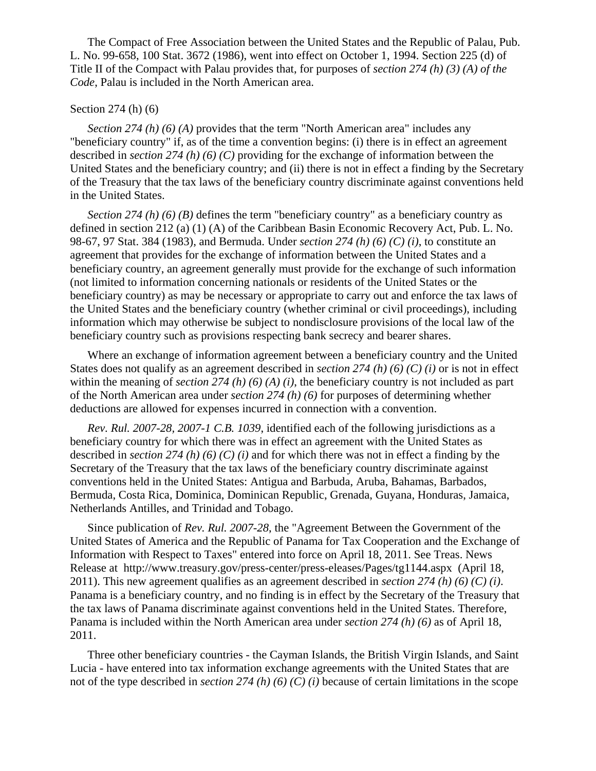The Compact of Free Association between the United States and the Republic of Palau, Pub. L. No. 99-658, 100 Stat. 3672 (1986), went into effect on October 1, 1994. Section 225 (d) of Title II of the Compact with Palau provides that, for purposes of *section 274 (h) (3) (A) of the Code*, Palau is included in the North American area.

Section 274 (h) (6)

*Section 274 (h) (6) (A)* provides that the term "North American area" includes any "beneficiary country" if, as of the time a convention begins: (i) there is in effect an agreement described in *section 274 (h) (6) (C)* providing for the exchange of information between the United States and the beneficiary country; and (ii) there is not in effect a finding by the Secretary of the Treasury that the tax laws of the beneficiary country discriminate against conventions held in the United States.

*Section 274 (h) (6) (B)* defines the term "beneficiary country" as a beneficiary country as defined in section 212 (a) (1) (A) of the Caribbean Basin Economic Recovery Act, Pub. L. No. 98-67, 97 Stat. 384 (1983), and Bermuda. Under *section 274 (h) (6) (C) (i)*, to constitute an agreement that provides for the exchange of information between the United States and a beneficiary country, an agreement generally must provide for the exchange of such information (not limited to information concerning nationals or residents of the United States or the beneficiary country) as may be necessary or appropriate to carry out and enforce the tax laws of the United States and the beneficiary country (whether criminal or civil proceedings), including information which may otherwise be subject to nondisclosure provisions of the local law of the beneficiary country such as provisions respecting bank secrecy and bearer shares.

Where an exchange of information agreement between a beneficiary country and the United States does not qualify as an agreement described in *section 274 (h) (6) (C) (i)* or is not in effect within the meaning of *section 274 (h) (6) (A) (i)*, the beneficiary country is not included as part of the North American area under *section 274 (h) (6)* for purposes of determining whether deductions are allowed for expenses incurred in connection with a convention.

*Rev. Rul. 2007-28, 2007-1 C.B. 1039*, identified each of the following jurisdictions as a beneficiary country for which there was in effect an agreement with the United States as described in *section 274 (h) (6) (C) (i)* and for which there was not in effect a finding by the Secretary of the Treasury that the tax laws of the beneficiary country discriminate against conventions held in the United States: Antigua and Barbuda, Aruba, Bahamas, Barbados, Bermuda, Costa Rica, Dominica, Dominican Republic, Grenada, Guyana, Honduras, Jamaica, Netherlands Antilles, and Trinidad and Tobago.

Since publication of *Rev. Rul. 2007-28*, the "Agreement Between the Government of the United States of America and the Republic of Panama for Tax Cooperation and the Exchange of Information with Respect to Taxes" entered into force on April 18, 2011. See Treas. News Release at http://www.treasury.gov/press-center/press-eleases/Pages/tg1144.aspx (April 18, 2011). This new agreement qualifies as an agreement described in *section 274 (h) (6) (C) (i)*. Panama is a beneficiary country, and no finding is in effect by the Secretary of the Treasury that the tax laws of Panama discriminate against conventions held in the United States. Therefore, Panama is included within the North American area under *section 274 (h) (6)* as of April 18, 2011.

Three other beneficiary countries - the Cayman Islands, the British Virgin Islands, and Saint Lucia - have entered into tax information exchange agreements with the United States that are not of the type described in *section 274 (h) (6) (C) (i)* because of certain limitations in the scope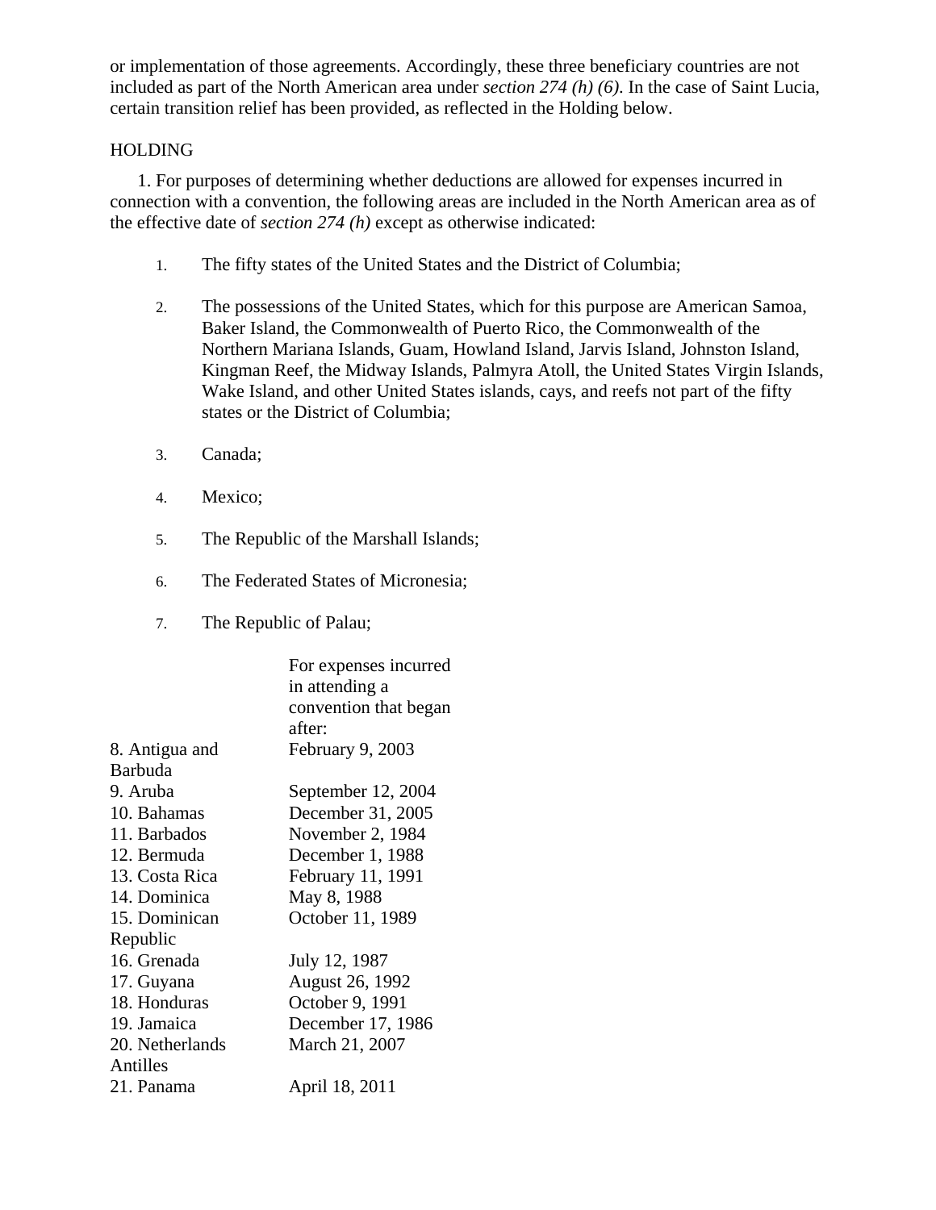or implementation of those agreements. Accordingly, these three beneficiary countries are not included as part of the North American area under *section 274 (h) (6)*. In the case of Saint Lucia, certain transition relief has been provided, as reflected in the Holding below.

HOLDING

1. For purposes of determining whether deductions are allowed for expenses incurred in connection with a convention, the following areas are included in the North American area as of the effective date of *section 274 (h)* except as otherwise indicated:

1. The fifty states of the United States and the District of Columbia;

2. The possessions of the United States, which for this purpose are American Samoa, Baker Island, the Commonwealth of Puerto Rico, the Commonwealth of the Northern Mariana Islands, Guam, Howland Island, Jarvis Island, Johnston Island, Kingman Reef, the Midway Islands, Palmyra Atoll, the United States Virgin Islands, Wake Island, and other United States islands, cays, and reefs not part of the fifty states or the District of Columbia;

3. Canada;

4. Mexico;

5. The Republic of the Marshall Islands;

6. The Federated States of Micronesia;

7. The Republic of Palau;

| | For expenses incurred in attending a convention that began after: |
| --- | --- |
| 8. Antigua and Barbuda | February 9, 2003 |
| 9. Aruba | September 12, 2004 |
| 10. Bahamas | December 31, 2005 |
| 11. Barbados | November 2, 1984 |
| 12. Bermuda | December 1, 1988 |
| 13. Costa Rica | February 11, 1991 |
| 14. Dominica | May 8, 1988 |
| 15. Dominican Republic | October 11, 1989 |
| 16. Grenada | July 12, 1987 |
| 17. Guyana | August 26, 1992 |
| 18. Honduras | October 9, 1991 |
| 19. Jamaica | December 17, 1986 |
| 20. Netherlands Antilles | March 21, 2007 |
| 21. Panama | April 18, 2011 |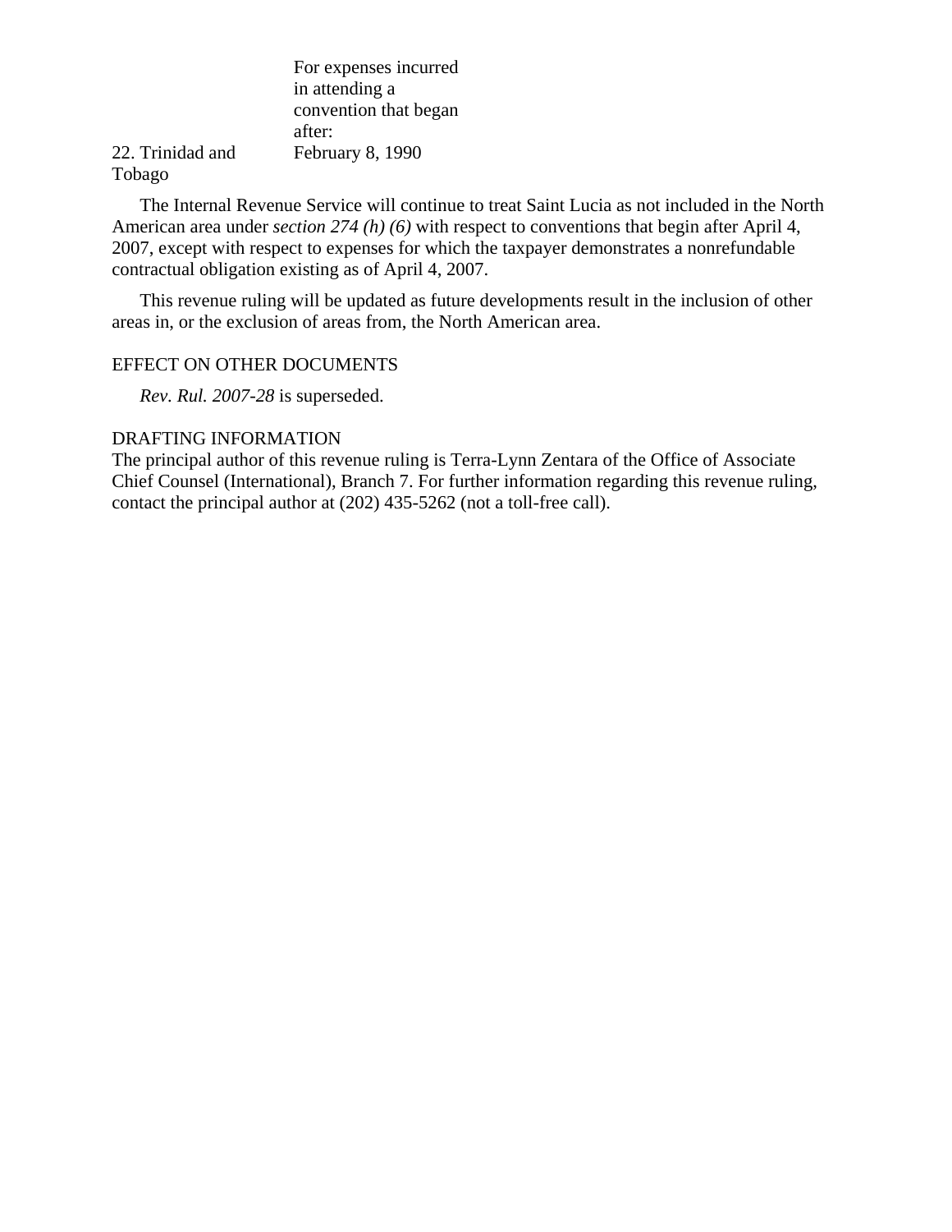| | For expenses incurred in attending a convention that began after: |
| --- | --- |
| 22. Trinidad and Tobago | February 8, 1990 |

The Internal Revenue Service will continue to treat Saint Lucia as not included in the North American area under *section 274 (h) (6)* with respect to conventions that begin after April 4, 2007, except with respect to expenses for which the taxpayer demonstrates a nonrefundable contractual obligation existing as of April 4, 2007.

This revenue ruling will be updated as future developments result in the inclusion of other areas in, or the exclusion of areas from, the North American area.

## EFFECT ON OTHER DOCUMENTS

*Rev. Rul. 2007-28* is superseded.

## DRAFTING INFORMATION

The principal author of this revenue ruling is Terra-Lynn Zentara of the Office of Associate Chief Counsel (International), Branch 7. For further information regarding this revenue ruling, contact the principal author at (202) 435-5262 (not a toll-free call).